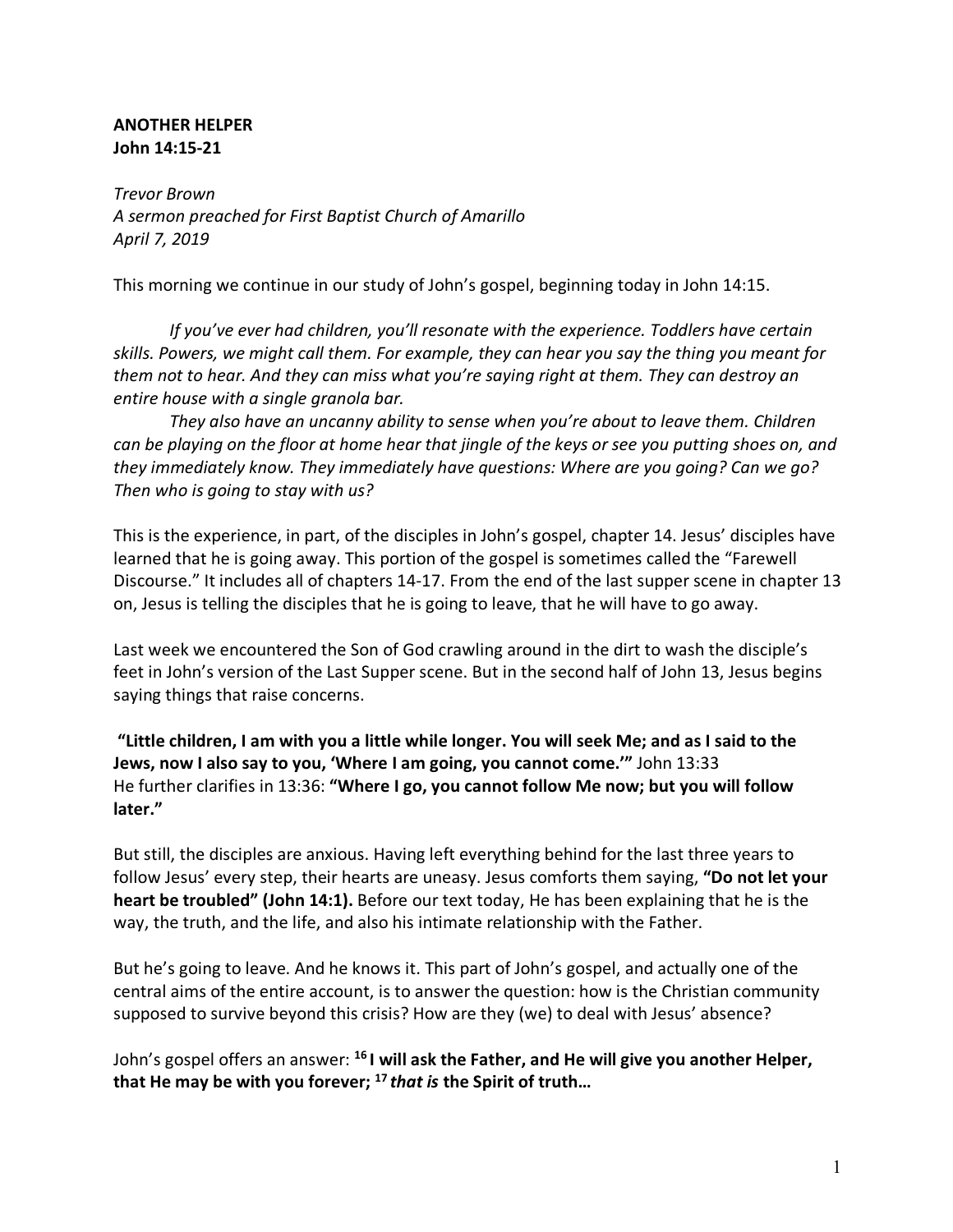**ANOTHER HELPER**
**John 14:15-21**

*Trevor Brown*
*A sermon preached for First Baptist Church of Amarillo*
*April 7, 2019*

This morning we continue in our study of John's gospel, beginning today in John 14:15.

*If you've ever had children, you'll resonate with the experience. Toddlers have certain skills. Powers, we might call them. For example, they can hear you say the thing you meant for them not to hear. And they can miss what you're saying right at them. They can destroy an entire house with a single granola bar.*

*They also have an uncanny ability to sense when you're about to leave them. Children can be playing on the floor at home hear that jingle of the keys or see you putting shoes on, and they immediately know. They immediately have questions: Where are you going? Can we go? Then who is going to stay with us?*

This is the experience, in part, of the disciples in John's gospel, chapter 14. Jesus' disciples have learned that he is going away. This portion of the gospel is sometimes called the "Farewell Discourse." It includes all of chapters 14-17. From the end of the last supper scene in chapter 13 on, Jesus is telling the disciples that he is going to leave, that he will have to go away.

Last week we encountered the Son of God crawling around in the dirt to wash the disciple's feet in John's version of the Last Supper scene. But in the second half of John 13, Jesus begins saying things that raise concerns.

**"Little children, I am with you a little while longer. You will seek Me; and as I said to the Jews, now I also say to you, 'Where I am going, you cannot come.'"** John 13:33
He further clarifies in 13:36: **"Where I go, you cannot follow Me now; but you will follow later."**

But still, the disciples are anxious. Having left everything behind for the last three years to follow Jesus' every step, their hearts are uneasy. Jesus comforts them saying, **"Do not let your heart be troubled" (John 14:1).** Before our text today, He has been explaining that he is the way, the truth, and the life, and also his intimate relationship with the Father.

But he's going to leave. And he knows it. This part of John's gospel, and actually one of the central aims of the entire account, is to answer the question: how is the Christian community supposed to survive beyond this crisis? How are they (we) to deal with Jesus' absence?

John's gospel offers an answer: **16 I will ask the Father, and He will give you another Helper, that He may be with you forever; 17 *that is* the Spirit of truth…**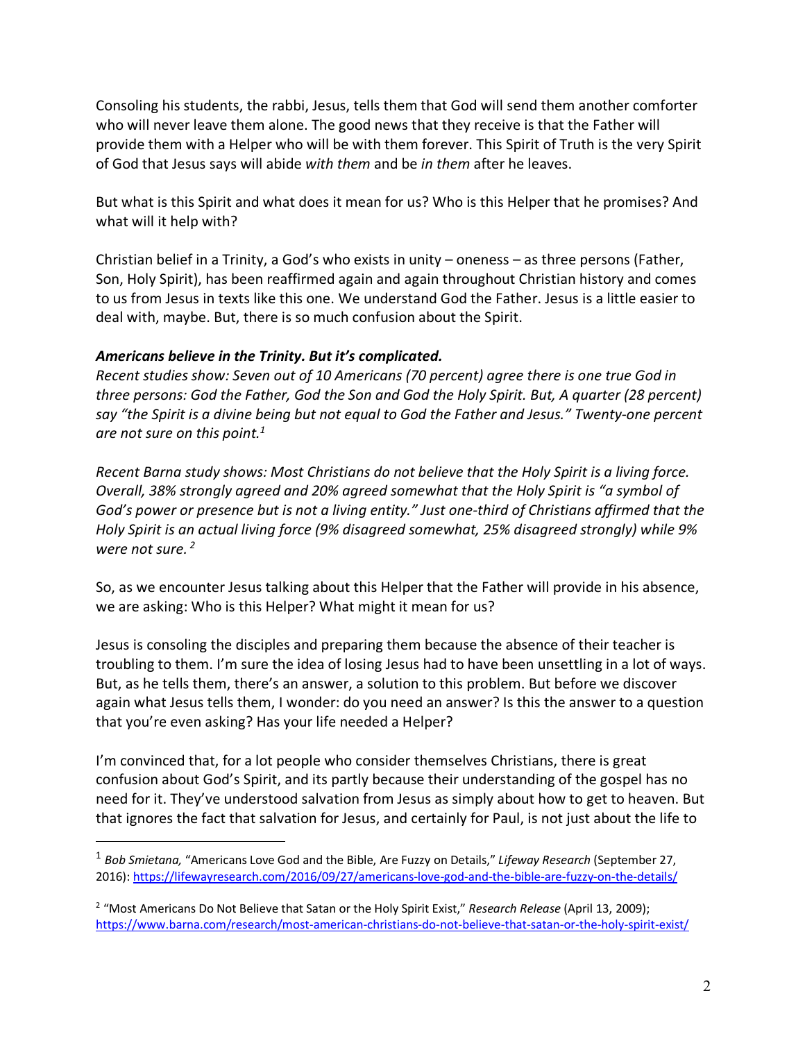Consoling his students, the rabbi, Jesus, tells them that God will send them another comforter who will never leave them alone. The good news that they receive is that the Father will provide them with a Helper who will be with them forever. This Spirit of Truth is the very Spirit of God that Jesus says will abide *with them* and be *in them* after he leaves.

But what is this Spirit and what does it mean for us? Who is this Helper that he promises? And what will it help with?

Christian belief in a Trinity, a God's who exists in unity – oneness – as three persons (Father, Son, Holy Spirit), has been reaffirmed again and again throughout Christian history and comes to us from Jesus in texts like this one. We understand God the Father. Jesus is a little easier to deal with, maybe. But, there is so much confusion about the Spirit.

***Americans believe in the Trinity. But it's complicated.***
*Recent studies show: Seven out of 10 Americans (70 percent) agree there is one true God in three persons: God the Father, God the Son and God the Holy Spirit. But, A quarter (28 percent) say "the Spirit is a divine being but not equal to God the Father and Jesus." Twenty-one percent are not sure on this point.*[1]

*Recent Barna study shows: Most Christians do not believe that the Holy Spirit is a living force. Overall, 38% strongly agreed and 20% agreed somewhat that the Holy Spirit is "a symbol of God's power or presence but is not a living entity." Just one-third of Christians affirmed that the Holy Spirit is an actual living force (9% disagreed somewhat, 25% disagreed strongly) while 9% were not sure.* [2]

So, as we encounter Jesus talking about this Helper that the Father will provide in his absence, we are asking: Who is this Helper? What might it mean for us?

Jesus is consoling the disciples and preparing them because the absence of their teacher is troubling to them. I'm sure the idea of losing Jesus had to have been unsettling in a lot of ways. But, as he tells them, there's an answer, a solution to this problem. But before we discover again what Jesus tells them, I wonder: do you need an answer? Is this the answer to a question that you're even asking? Has your life needed a Helper?

I'm convinced that, for a lot people who consider themselves Christians, there is great confusion about God's Spirit, and its partly because their understanding of the gospel has no need for it. They've understood salvation from Jesus as simply about how to get to heaven. But that ignores the fact that salvation for Jesus, and certainly for Paul, is not just about the life to

---

[1] *Bob Smietana,* "Americans Love God and the Bible, Are Fuzzy on Details," *Lifeway Research* (September 27, 2016): https://lifewayresearch.com/2016/09/27/americans-love-god-and-the-bible-are-fuzzy-on-the-details/

[2] "Most Americans Do Not Believe that Satan or the Holy Spirit Exist," *Research Release* (April 13, 2009); https://www.barna.com/research/most-american-christians-do-not-believe-that-satan-or-the-holy-spirit-exist/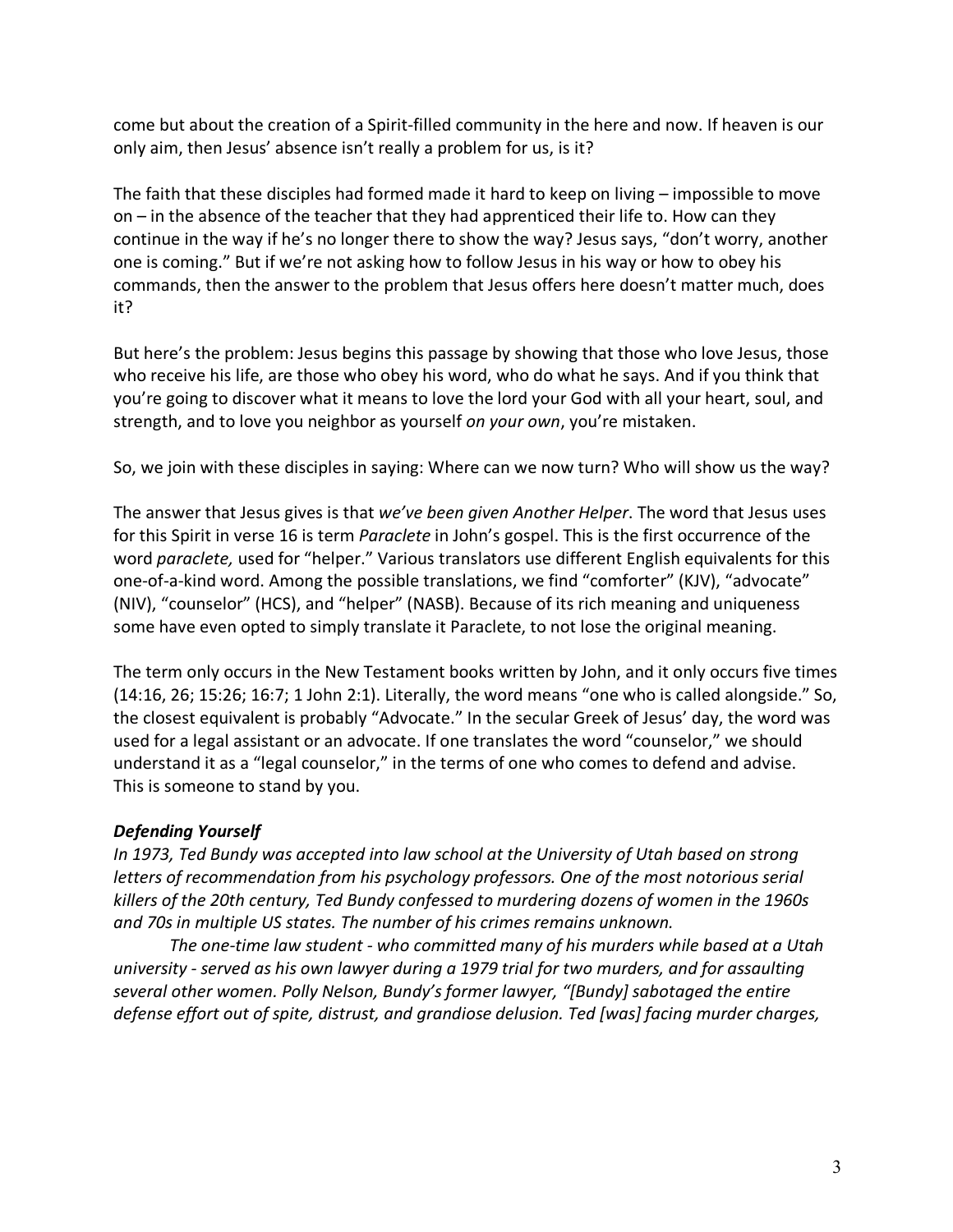come but about the creation of a Spirit-filled community in the here and now. If heaven is our only aim, then Jesus' absence isn't really a problem for us, is it?

The faith that these disciples had formed made it hard to keep on living – impossible to move on – in the absence of the teacher that they had apprenticed their life to. How can they continue in the way if he's no longer there to show the way? Jesus says, "don't worry, another one is coming." But if we're not asking how to follow Jesus in his way or how to obey his commands, then the answer to the problem that Jesus offers here doesn't matter much, does it?

But here's the problem: Jesus begins this passage by showing that those who love Jesus, those who receive his life, are those who obey his word, who do what he says. And if you think that you're going to discover what it means to love the lord your God with all your heart, soul, and strength, and to love you neighbor as yourself *on your own*, you're mistaken.

So, we join with these disciples in saying: Where can we now turn? Who will show us the way?

The answer that Jesus gives is that *we've been given Another Helper*. The word that Jesus uses for this Spirit in verse 16 is term *Paraclete* in John's gospel. This is the first occurrence of the word *paraclete,* used for "helper." Various translators use different English equivalents for this one-of-a-kind word. Among the possible translations, we find "comforter" (KJV), "advocate" (NIV), "counselor" (HCS), and "helper" (NASB). Because of its rich meaning and uniqueness some have even opted to simply translate it Paraclete, to not lose the original meaning.

The term only occurs in the New Testament books written by John, and it only occurs five times (14:16, 26; 15:26; 16:7; 1 John 2:1). Literally, the word means "one who is called alongside." So, the closest equivalent is probably "Advocate." In the secular Greek of Jesus' day, the word was used for a legal assistant or an advocate. If one translates the word "counselor," we should understand it as a "legal counselor," in the terms of one who comes to defend and advise. This is someone to stand by you.

***Defending Yourself***

*In 1973, Ted Bundy was accepted into law school at the University of Utah based on strong letters of recommendation from his psychology professors. One of the most notorious serial killers of the 20th century, Ted Bundy confessed to murdering dozens of women in the 1960s and 70s in multiple US states. The number of his crimes remains unknown.*

*The one-time law student - who committed many of his murders while based at a Utah university - served as his own lawyer during a 1979 trial for two murders, and for assaulting several other women. Polly Nelson, Bundy's former lawyer, "[Bundy] sabotaged the entire defense effort out of spite, distrust, and grandiose delusion. Ted [was] facing murder charges,*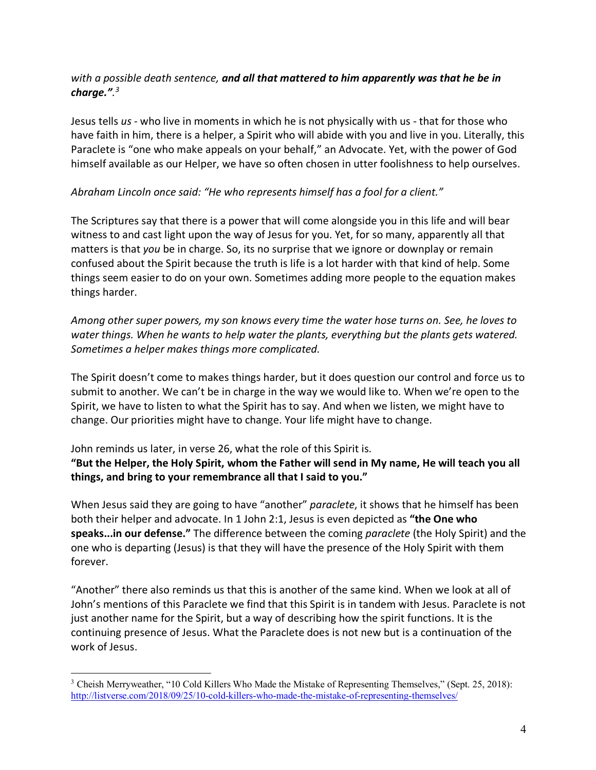*with a possible death sentence,* ***and all that mattered to him apparently was that he be in charge.".*** [3]

Jesus tells *us* - who live in moments in which he is not physically with us - that for those who have faith in him, there is a helper, a Spirit who will abide with you and live in you. Literally, this Paraclete is "one who make appeals on your behalf," an Advocate. Yet, with the power of God himself available as our Helper, we have so often chosen in utter foolishness to help ourselves.

*Abraham Lincoln once said: "He who represents himself has a fool for a client."*

The Scriptures say that there is a power that will come alongside you in this life and will bear witness to and cast light upon the way of Jesus for you. Yet, for so many, apparently all that matters is that *you* be in charge. So, its no surprise that we ignore or downplay or remain confused about the Spirit because the truth is life is a lot harder with that kind of help. Some things seem easier to do on your own. Sometimes adding more people to the equation makes things harder.

*Among other super powers, my son knows every time the water hose turns on. See, he loves to water things. When he wants to help water the plants, everything but the plants gets watered. Sometimes a helper makes things more complicated.*

The Spirit doesn't come to makes things harder, but it does question our control and force us to submit to another. We can't be in charge in the way we would like to. When we're open to the Spirit, we have to listen to what the Spirit has to say. And when we listen, we might have to change. Our priorities might have to change. Your life might have to change.

John reminds us later, in verse 26, what the role of this Spirit is.
**"But the Helper, the Holy Spirit, whom the Father will send in My name, He will teach you all things, and bring to your remembrance all that I said to you."**

When Jesus said they are going to have "another" *paraclete*, it shows that he himself has been both their helper and advocate. In 1 John 2:1, Jesus is even depicted as **"the One who speaks...in our defense."** The difference between the coming *paraclete* (the Holy Spirit) and the one who is departing (Jesus) is that they will have the presence of the Holy Spirit with them forever.

"Another" there also reminds us that this is another of the same kind. When we look at all of John's mentions of this Paraclete we find that this Spirit is in tandem with Jesus. Paraclete is not just another name for the Spirit, but a way of describing how the spirit functions. It is the continuing presence of Jesus. What the Paraclete does is not new but is a continuation of the work of Jesus.

---

[3] Cheish Merryweather, "10 Cold Killers Who Made the Mistake of Representing Themselves," (Sept. 25, 2018): http://listverse.com/2018/09/25/10-cold-killers-who-made-the-mistake-of-representing-themselves/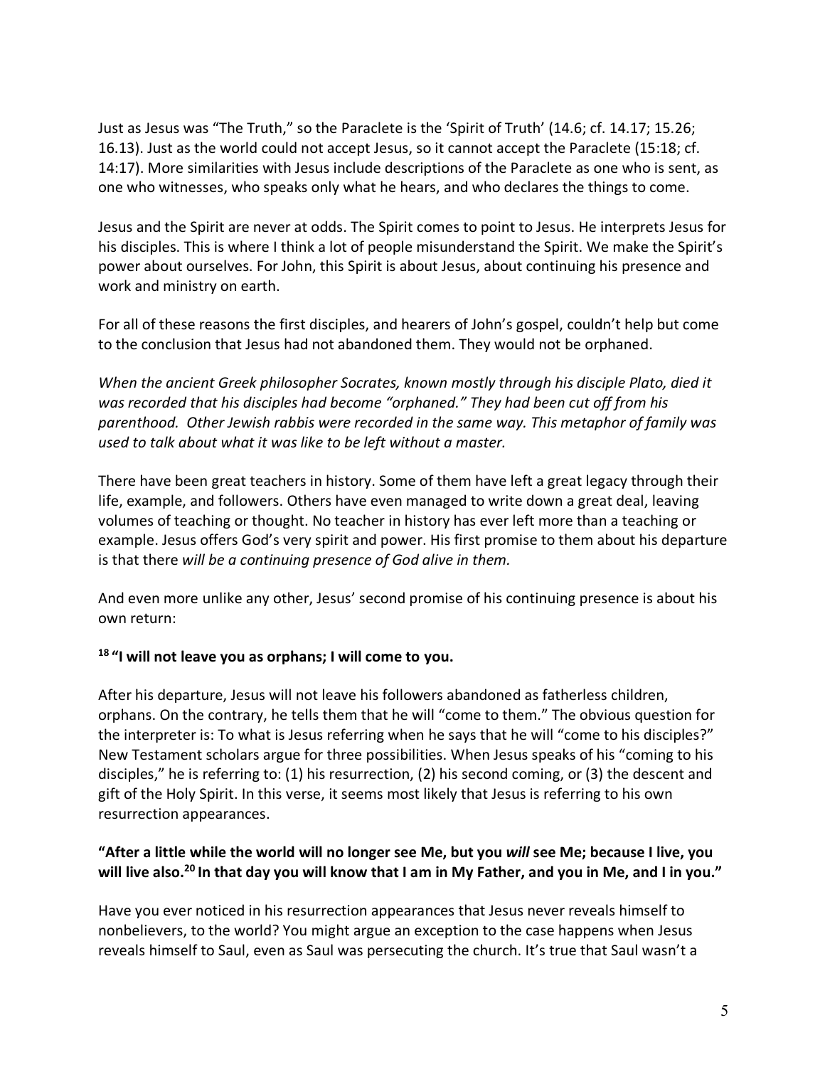Just as Jesus was "The Truth," so the Paraclete is the 'Spirit of Truth' (14.6; cf. 14.17; 15.26; 16.13). Just as the world could not accept Jesus, so it cannot accept the Paraclete (15:18; cf. 14:17). More similarities with Jesus include descriptions of the Paraclete as one who is sent, as one who witnesses, who speaks only what he hears, and who declares the things to come.

Jesus and the Spirit are never at odds. The Spirit comes to point to Jesus. He interprets Jesus for his disciples. This is where I think a lot of people misunderstand the Spirit. We make the Spirit's power about ourselves. For John, this Spirit is about Jesus, about continuing his presence and work and ministry on earth.

For all of these reasons the first disciples, and hearers of John's gospel, couldn't help but come to the conclusion that Jesus had not abandoned them. They would not be orphaned.

*When the ancient Greek philosopher Socrates, known mostly through his disciple Plato, died it was recorded that his disciples had become "orphaned." They had been cut off from his parenthood. Other Jewish rabbis were recorded in the same way. This metaphor of family was used to talk about what it was like to be left without a master.*

There have been great teachers in history. Some of them have left a great legacy through their life, example, and followers. Others have even managed to write down a great deal, leaving volumes of teaching or thought. No teacher in history has ever left more than a teaching or example. Jesus offers God's very spirit and power. His first promise to them about his departure is that there *will be a continuing presence of God alive in them.*

And even more unlike any other, Jesus' second promise of his continuing presence is about his own return:

**[18] "I will not leave you as orphans; I will come to you.**

After his departure, Jesus will not leave his followers abandoned as fatherless children, orphans. On the contrary, he tells them that he will "come to them." The obvious question for the interpreter is: To what is Jesus referring when he says that he will "come to his disciples?" New Testament scholars argue for three possibilities. When Jesus speaks of his "coming to his disciples," he is referring to: (1) his resurrection, (2) his second coming, or (3) the descent and gift of the Holy Spirit. In this verse, it seems most likely that Jesus is referring to his own resurrection appearances.

**"After a little while the world will no longer see Me, but you *will* see Me; because I live, you will live also.[20] In that day you will know that I am in My Father, and you in Me, and I in you."**

Have you ever noticed in his resurrection appearances that Jesus never reveals himself to nonbelievers, to the world? You might argue an exception to the case happens when Jesus reveals himself to Saul, even as Saul was persecuting the church. It's true that Saul wasn't a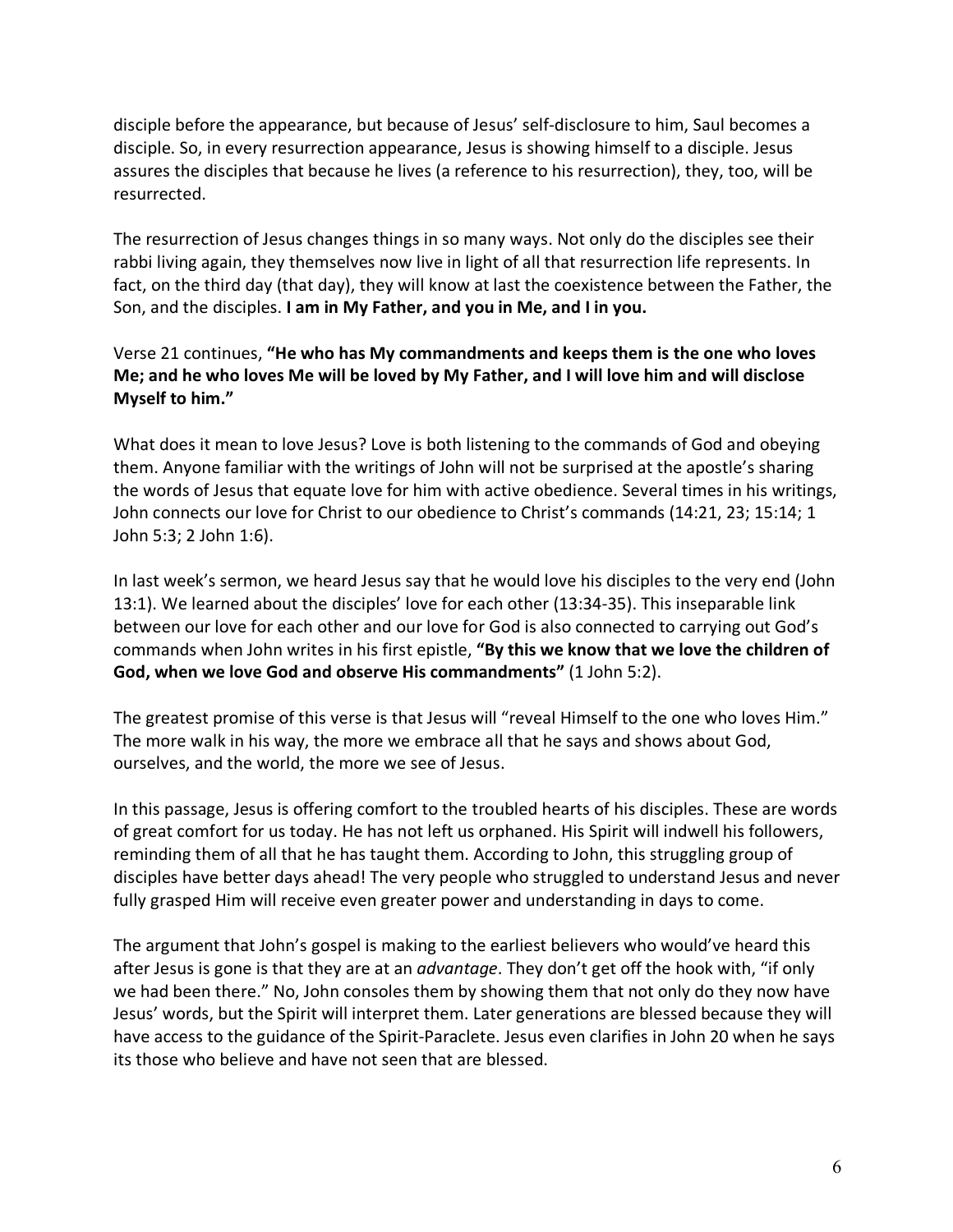disciple before the appearance, but because of Jesus' self-disclosure to him, Saul becomes a disciple. So, in every resurrection appearance, Jesus is showing himself to a disciple. Jesus assures the disciples that because he lives (a reference to his resurrection), they, too, will be resurrected.

The resurrection of Jesus changes things in so many ways. Not only do the disciples see their rabbi living again, they themselves now live in light of all that resurrection life represents. In fact, on the third day (that day), they will know at last the coexistence between the Father, the Son, and the disciples. **I am in My Father, and you in Me, and I in you.**

Verse 21 continues, **"He who has My commandments and keeps them is the one who loves Me; and he who loves Me will be loved by My Father, and I will love him and will disclose Myself to him."**

What does it mean to love Jesus? Love is both listening to the commands of God and obeying them. Anyone familiar with the writings of John will not be surprised at the apostle's sharing the words of Jesus that equate love for him with active obedience. Several times in his writings, John connects our love for Christ to our obedience to Christ's commands (14:21, 23; 15:14; 1 John 5:3; 2 John 1:6).

In last week's sermon, we heard Jesus say that he would love his disciples to the very end (John 13:1). We learned about the disciples' love for each other (13:34-35). This inseparable link between our love for each other and our love for God is also connected to carrying out God's commands when John writes in his first epistle, **"By this we know that we love the children of God, when we love God and observe His commandments"** (1 John 5:2).

The greatest promise of this verse is that Jesus will "reveal Himself to the one who loves Him." The more walk in his way, the more we embrace all that he says and shows about God, ourselves, and the world, the more we see of Jesus.

In this passage, Jesus is offering comfort to the troubled hearts of his disciples. These are words of great comfort for us today. He has not left us orphaned. His Spirit will indwell his followers, reminding them of all that he has taught them. According to John, this struggling group of disciples have better days ahead! The very people who struggled to understand Jesus and never fully grasped Him will receive even greater power and understanding in days to come.

The argument that John's gospel is making to the earliest believers who would've heard this after Jesus is gone is that they are at an *advantage*. They don't get off the hook with, "if only we had been there." No, John consoles them by showing them that not only do they now have Jesus' words, but the Spirit will interpret them. Later generations are blessed because they will have access to the guidance of the Spirit-Paraclete. Jesus even clarifies in John 20 when he says its those who believe and have not seen that are blessed.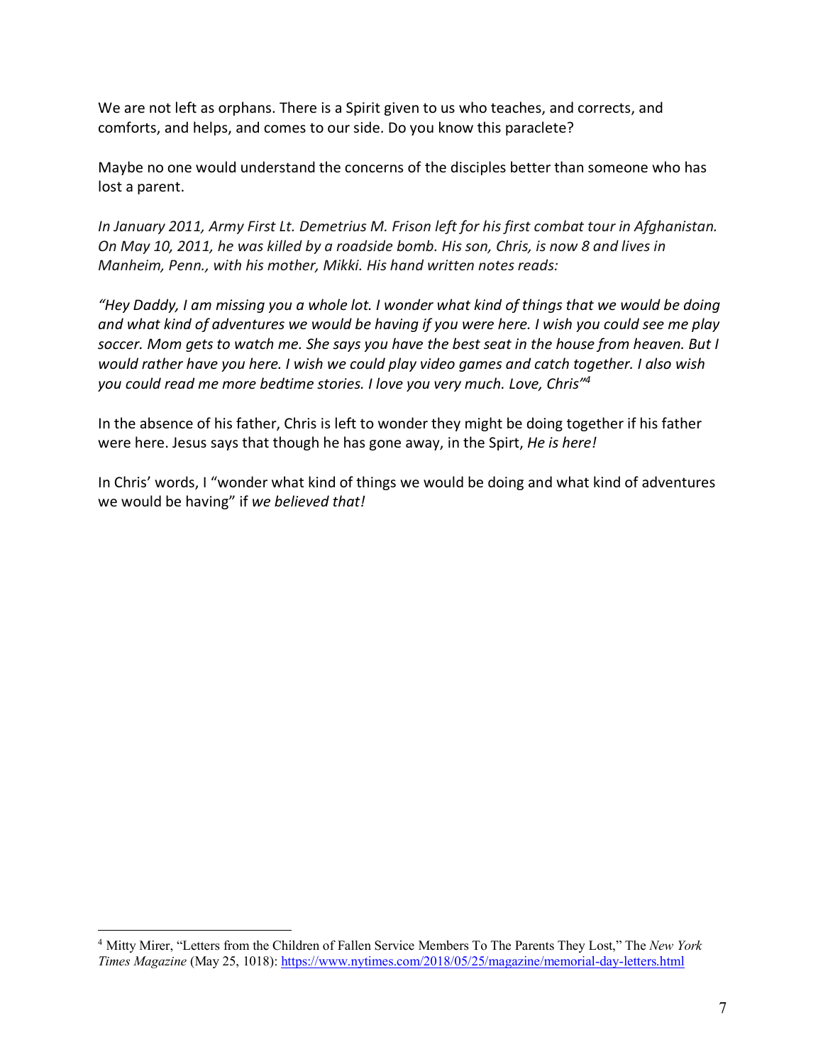We are not left as orphans. There is a Spirit given to us who teaches, and corrects, and comforts, and helps, and comes to our side. Do you know this paraclete?

Maybe no one would understand the concerns of the disciples better than someone who has lost a parent.

*In January 2011, Army First Lt. Demetrius M. Frison left for his first combat tour in Afghanistan. On May 10, 2011, he was killed by a roadside bomb. His son, Chris, is now 8 and lives in Manheim, Penn., with his mother, Mikki. His hand written notes reads:*

*"Hey Daddy, I am missing you a whole lot. I wonder what kind of things that we would be doing and what kind of adventures we would be having if you were here. I wish you could see me play soccer. Mom gets to watch me. She says you have the best seat in the house from heaven. But I would rather have you here. I wish we could play video games and catch together. I also wish you could read me more bedtime stories. I love you very much. Love, Chris"*[4]

In the absence of his father, Chris is left to wonder they might be doing together if his father were here. Jesus says that though he has gone away, in the Spirt, *He is here!*

In Chris' words, I "wonder what kind of things we would be doing and what kind of adventures we would be having" if *we believed that!*

---

[4] Mitty Mirer, "Letters from the Children of Fallen Service Members To The Parents They Lost," The *New York Times Magazine* (May 25, 1018): https://www.nytimes.com/2018/05/25/magazine/memorial-day-letters.html